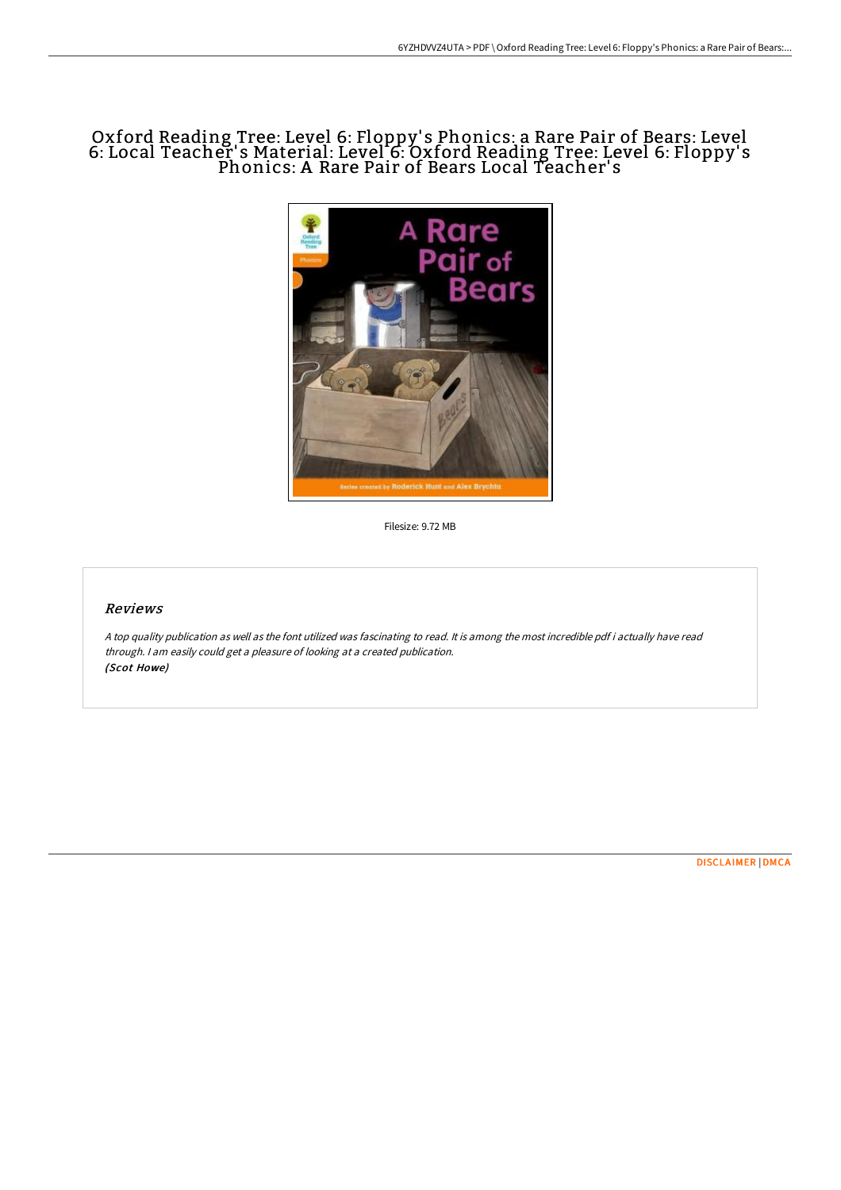# Oxford Reading Tree: Level 6: Floppy's Phonics: a Rare Pair of Bears: Level 6: Local Teacher's Material: Level 6: Oxford Reading Tree: Level 6: Floppy's Phonics: A Rare Pair of Bears Local Teacher's

Filesize: 9.72 MB

## Reviews

*A top quality publication as well as the font utilized was fascinating to read. It is among the most incredible pdf i actually have read through. I am easily could get a pleasure of looking at a created publication.*
*(Scot Howe)*

DISCLAIMER | DMCA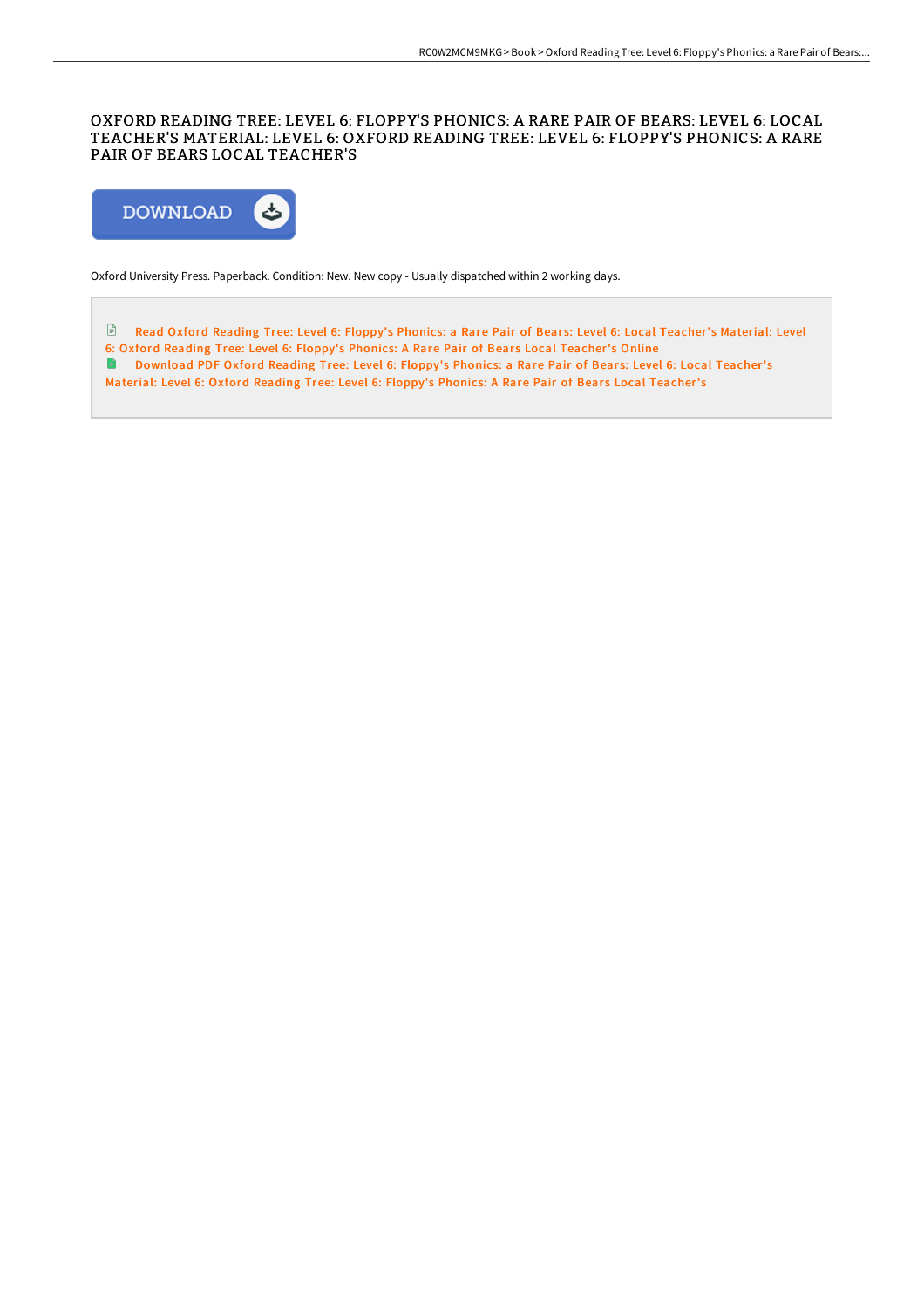# OXFORD READING TREE: LEVEL 6: FLOPPY'S PHONICS: A RARE PAIR OF BEARS: LEVEL 6: LOCAL TEACHER'S MATERIAL: LEVEL 6: OXFORD READING TREE: LEVEL 6: FLOPPY'S PHONICS: A RARE PAIR OF BEARS LOCAL TEACHER'S

DOWNLOAD

Oxford University Press. Paperback. Condition: New. New copy - Usually dispatched within 2 working days.

Read Oxford Reading Tree: Level 6: Floppy's Phonics: a Rare Pair of Bears: Level 6: Local Teacher's Material: Level 6: Oxford Reading Tree: Level 6: Floppy's Phonics: A Rare Pair of Bears Local Teacher's Online

Download PDF Oxford Reading Tree: Level 6: Floppy's Phonics: a Rare Pair of Bears: Level 6: Local Teacher's Material: Level 6: Oxford Reading Tree: Level 6: Floppy's Phonics: A Rare Pair of Bears Local Teacher's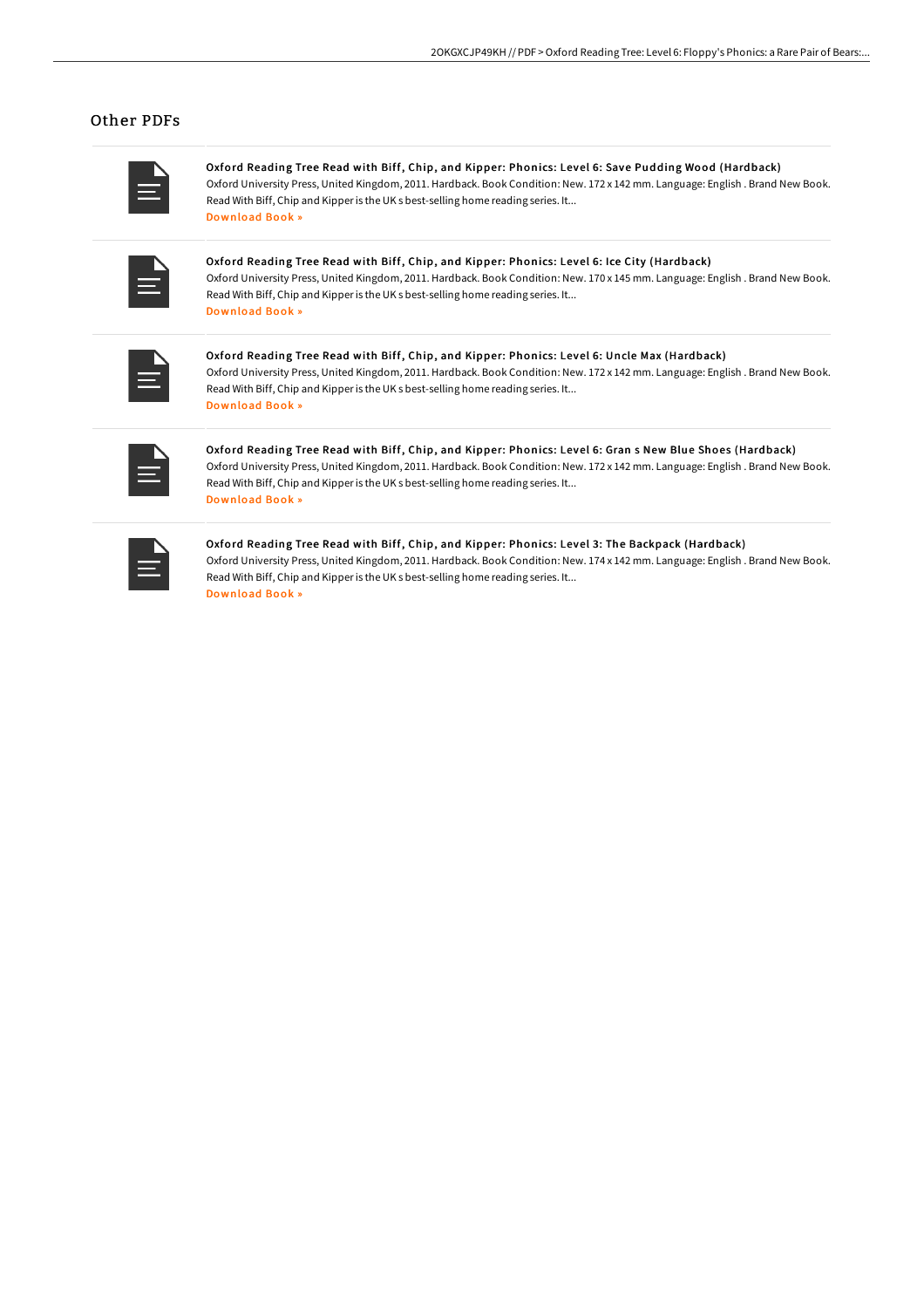## Other PDFs

**Oxford Reading Tree Read with Biff, Chip, and Kipper: Phonics: Level 6: Save Pudding Wood (Hardback)**
Oxford University Press, United Kingdom, 2011. Hardback. Book Condition: New. 172 x 142 mm. Language: English . Brand New Book. Read With Biff, Chip and Kipper is the UK s best-selling home reading series. It...
Download Book »

**Oxford Reading Tree Read with Biff, Chip, and Kipper: Phonics: Level 6: Ice City (Hardback)**
Oxford University Press, United Kingdom, 2011. Hardback. Book Condition: New. 170 x 145 mm. Language: English . Brand New Book. Read With Biff, Chip and Kipper is the UK s best-selling home reading series. It...
Download Book »

**Oxford Reading Tree Read with Biff, Chip, and Kipper: Phonics: Level 6: Uncle Max (Hardback)**
Oxford University Press, United Kingdom, 2011. Hardback. Book Condition: New. 172 x 142 mm. Language: English . Brand New Book. Read With Biff, Chip and Kipper is the UK s best-selling home reading series. It...
Download Book »

**Oxford Reading Tree Read with Biff, Chip, and Kipper: Phonics: Level 6: Gran s New Blue Shoes (Hardback)**
Oxford University Press, United Kingdom, 2011. Hardback. Book Condition: New. 172 x 142 mm. Language: English . Brand New Book. Read With Biff, Chip and Kipper is the UK s best-selling home reading series. It...
Download Book »

**Oxford Reading Tree Read with Biff, Chip, and Kipper: Phonics: Level 3: The Backpack (Hardback)**
Oxford University Press, United Kingdom, 2011. Hardback. Book Condition: New. 174 x 142 mm. Language: English . Brand New Book. Read With Biff, Chip and Kipper is the UK s best-selling home reading series. It...
Download Book »